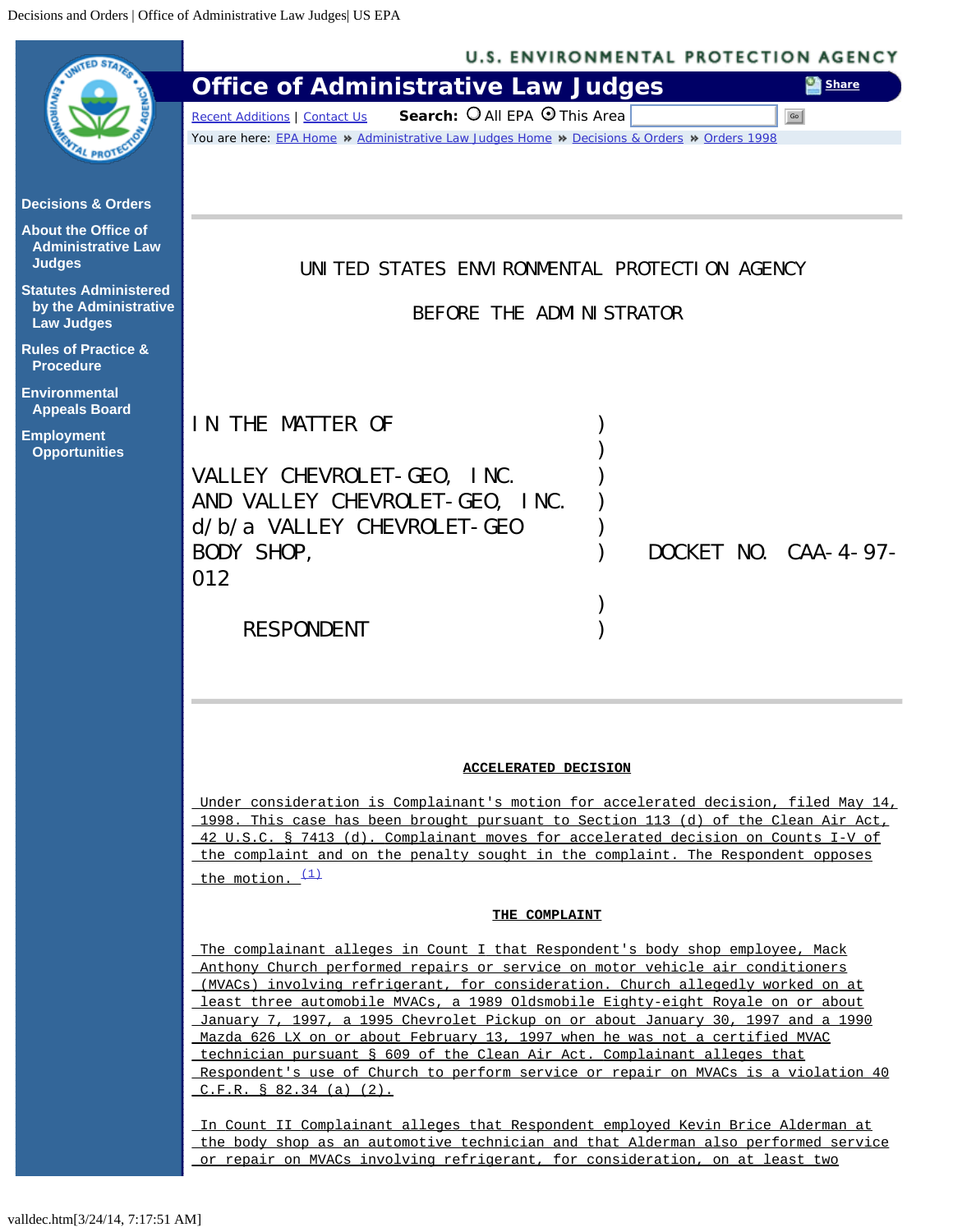# Office of Administrative Law Judges

UNITED STATES ENVIRONMENTAL PROTECTION AGENCY

BEFORE THE ADMINISTRATOR

| | | |
|---|---|---|
| IN THE MATTER OF | ) | |
| | ) | |
| VALLEY CHEVROLET-GEO, INC. | ) | |
| AND VALLEY CHEVROLET-GEO, INC. | ) | |
| d/b/a VALLEY CHEVROLET-GEO | ) | |
| BODY SHOP, | ) | DOCKET NO. CAA-4-97-012 |
| | ) | |
| RESPONDENT | ) | |

**ACCELERATED DECISION**

Under consideration is Complainant's motion for accelerated decision, filed May 14, 1998. This case has been brought pursuant to Section 113 (d) of the Clean Air Act, 42 U.S.C. § 7413 (d). Complainant moves for accelerated decision on Counts I-V of the complaint and on the penalty sought in the complaint. The Respondent opposes the motion. [(1)]

**THE COMPLAINT**

The complainant alleges in Count I that Respondent's body shop employee, Mack Anthony Church performed repairs or service on motor vehicle air conditioners (MVACs) involving refrigerant, for consideration. Church allegedly worked on at least three automobile MVACs, a 1989 Oldsmobile Eighty-eight Royale on or about January 7, 1997, a 1995 Chevrolet Pickup on or about January 30, 1997 and a 1990 Mazda 626 LX on or about February 13, 1997 when he was not a certified MVAC technician pursuant § 609 of the Clean Air Act. Complainant alleges that Respondent's use of Church to perform service or repair on MVACs is a violation 40 C.F.R. § 82.34 (a) (2).

In Count II Complainant alleges that Respondent employed Kevin Brice Alderman at the body shop as an automotive technician and that Alderman also performed service or repair on MVACs involving refrigerant, for consideration, on at least two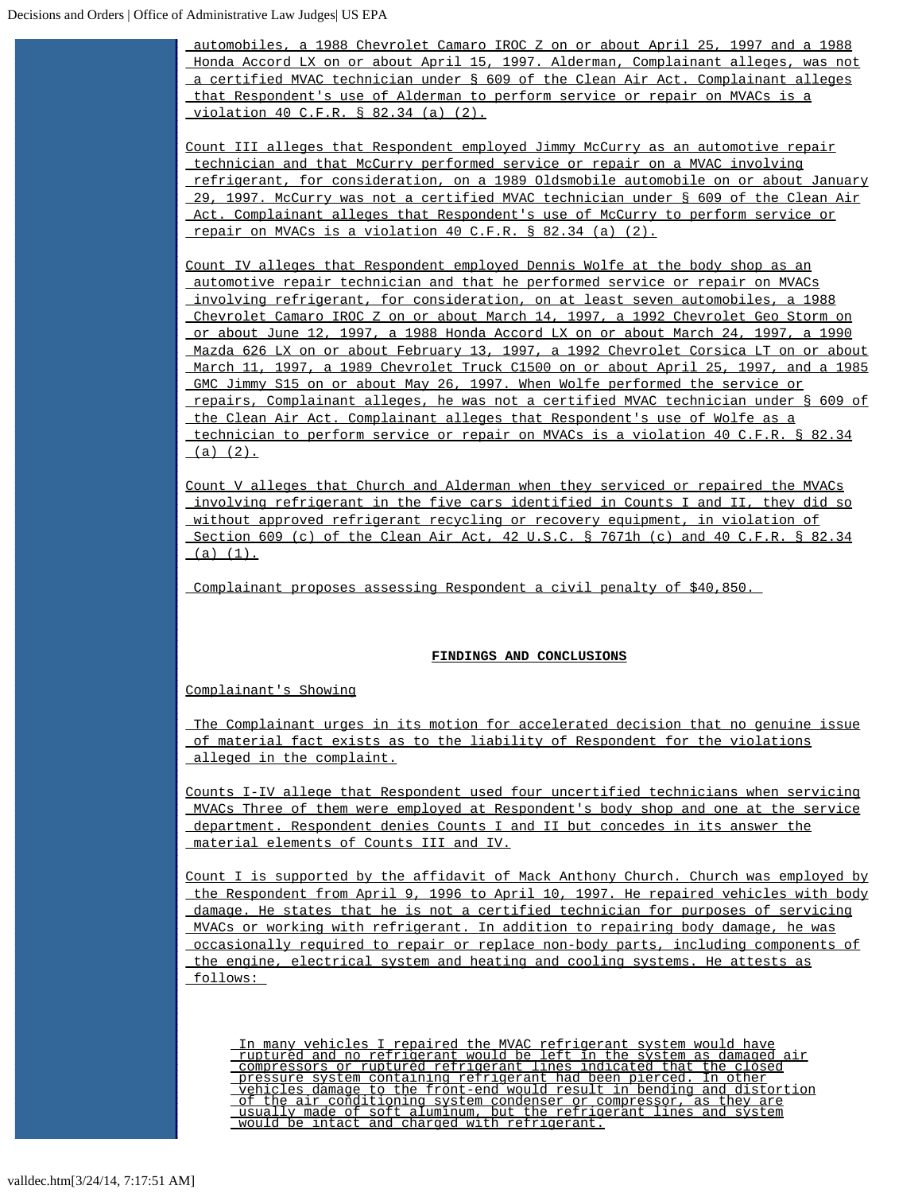automobiles, a 1988 Chevrolet Camaro IROC Z on or about April 25, 1997 and a 1988 Honda Accord LX on or about April 15, 1997. Alderman, Complainant alleges, was not a certified MVAC technician under § 609 of the Clean Air Act. Complainant alleges that Respondent's use of Alderman to perform service or repair on MVACs is a violation 40 C.F.R. § 82.34 (a) (2).

Count III alleges that Respondent employed Jimmy McCurry as an automotive repair technician and that McCurry performed service or repair on a MVAC involving refrigerant, for consideration, on a 1989 Oldsmobile automobile on or about January 29, 1997. McCurry was not a certified MVAC technician under § 609 of the Clean Air Act. Complainant alleges that Respondent's use of McCurry to perform service or repair on MVACs is a violation 40 C.F.R. § 82.34 (a) (2).

Count IV alleges that Respondent employed Dennis Wolfe at the body shop as an automotive repair technician and that he performed service or repair on MVACs involving refrigerant, for consideration, on at least seven automobiles, a 1988 Chevrolet Camaro IROC Z on or about March 14, 1997, a 1992 Chevrolet Geo Storm on or about June 12, 1997, a 1988 Honda Accord LX on or about March 24, 1997, a 1990 Mazda 626 LX on or about February 13, 1997, a 1992 Chevrolet Corsica LT on or about March 11, 1997, a 1989 Chevrolet Truck C1500 on or about April 25, 1997, and a 1985 GMC Jimmy S15 on or about May 26, 1997. When Wolfe performed the service or repairs, Complainant alleges, he was not a certified MVAC technician under § 609 of the Clean Air Act. Complainant alleges that Respondent's use of Wolfe as a technician to perform service or repair on MVACs is a violation 40 C.F.R. § 82.34 (a) (2).

Count V alleges that Church and Alderman when they serviced or repaired the MVACs involving refrigerant in the five cars identified in Counts I and II, they did so without approved refrigerant recycling or recovery equipment, in violation of Section 609 (c) of the Clean Air Act, 42 U.S.C. § 7671h (c) and 40 C.F.R. § 82.34 (a) (1).

Complainant proposes assessing Respondent a civil penalty of $40,850.

## FINDINGS AND CONCLUSIONS

Complainant's Showing

The Complainant urges in its motion for accelerated decision that no genuine issue of material fact exists as to the liability of Respondent for the violations alleged in the complaint.

Counts I-IV allege that Respondent used four uncertified technicians when servicing MVACs Three of them were employed at Respondent's body shop and one at the service department. Respondent denies Counts I and II but concedes in its answer the material elements of Counts III and IV.

Count I is supported by the affidavit of Mack Anthony Church. Church was employed by the Respondent from April 9, 1996 to April 10, 1997. He repaired vehicles with body damage. He states that he is not a certified technician for purposes of servicing MVACs or working with refrigerant. In addition to repairing body damage, he was occasionally required to repair or replace non-body parts, including components of the engine, electrical system and heating and cooling systems. He attests as follows:

> In many vehicles I repaired the MVAC refrigerant system would have ruptured and no refrigerant would be left in the system as damaged air compressors or ruptured refrigerant lines indicated that the closed pressure system containing refrigerant had been pierced. In other vehicles damage to the front-end would result in bending and distortion of the air conditioning system condenser or compressor, as they are usually made of soft aluminum, but the refrigerant lines and system would be intact and charged with refrigerant.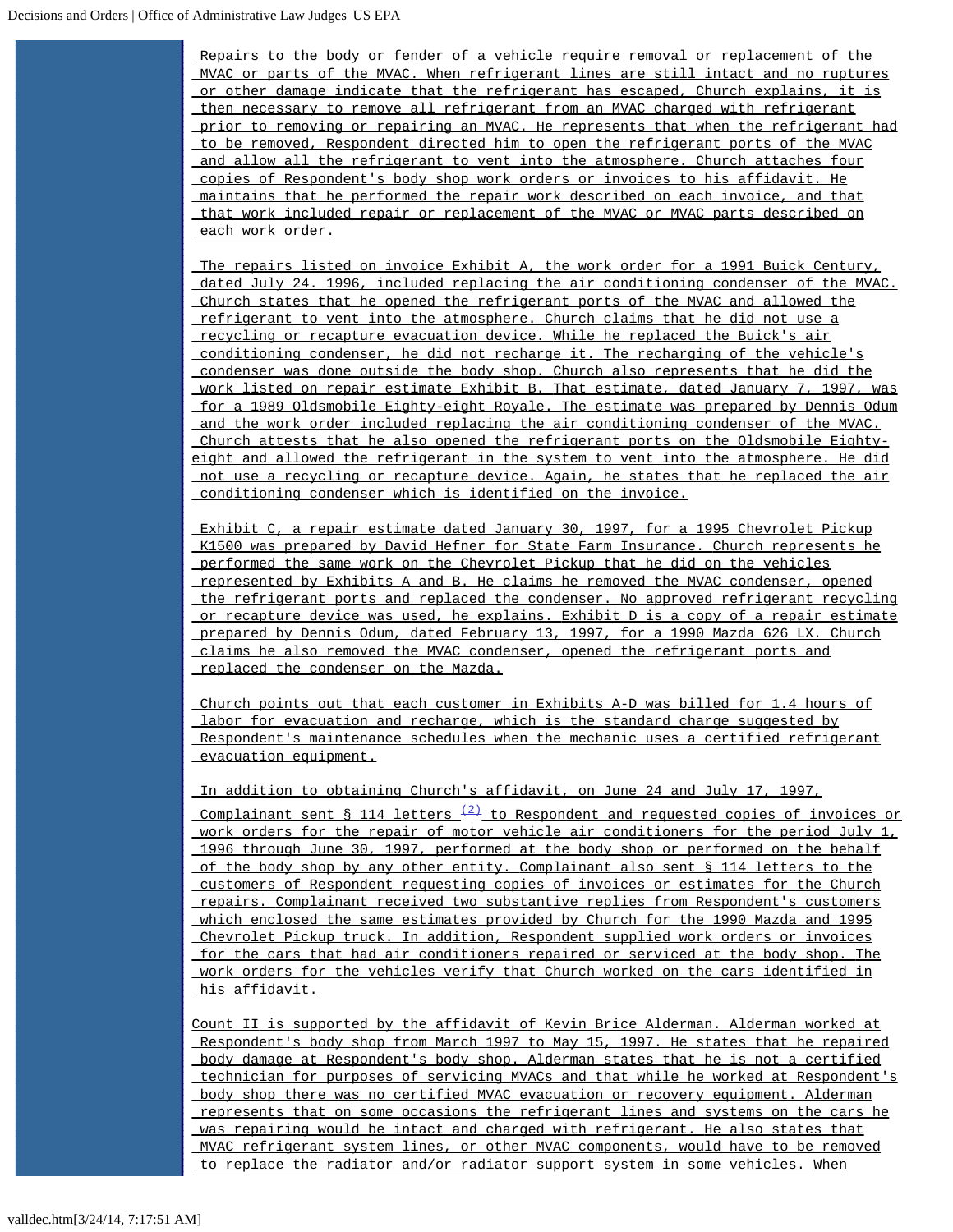Repairs to the body or fender of a vehicle require removal or replacement of the MVAC or parts of the MVAC. When refrigerant lines are still intact and no ruptures or other damage indicate that the refrigerant has escaped, Church explains, it is then necessary to remove all refrigerant from an MVAC charged with refrigerant prior to removing or repairing an MVAC. He represents that when the refrigerant had to be removed, Respondent directed him to open the refrigerant ports of the MVAC and allow all the refrigerant to vent into the atmosphere. Church attaches four copies of Respondent's body shop work orders or invoices to his affidavit. He maintains that he performed the repair work described on each invoice, and that that work included repair or replacement of the MVAC or MVAC parts described on each work order.

The repairs listed on invoice Exhibit A, the work order for a 1991 Buick Century, dated July 24. 1996, included replacing the air conditioning condenser of the MVAC. Church states that he opened the refrigerant ports of the MVAC and allowed the refrigerant to vent into the atmosphere. Church claims that he did not use a recycling or recapture evacuation device. While he replaced the Buick's air conditioning condenser, he did not recharge it. The recharging of the vehicle's condenser was done outside the body shop. Church also represents that he did the work listed on repair estimate Exhibit B. That estimate, dated January 7, 1997, was for a 1989 Oldsmobile Eighty-eight Royale. The estimate was prepared by Dennis Odum and the work order included replacing the air conditioning condenser of the MVAC. Church attests that he also opened the refrigerant ports on the Oldsmobile Eighty-eight and allowed the refrigerant in the system to vent into the atmosphere. He did not use a recycling or recapture device. Again, he states that he replaced the air conditioning condenser which is identified on the invoice.

Exhibit C, a repair estimate dated January 30, 1997, for a 1995 Chevrolet Pickup K1500 was prepared by David Hefner for State Farm Insurance. Church represents he performed the same work on the Chevrolet Pickup that he did on the vehicles represented by Exhibits A and B. He claims he removed the MVAC condenser, opened the refrigerant ports and replaced the condenser. No approved refrigerant recycling or recapture device was used, he explains. Exhibit D is a copy of a repair estimate prepared by Dennis Odum, dated February 13, 1997, for a 1990 Mazda 626 LX. Church claims he also removed the MVAC condenser, opened the refrigerant ports and replaced the condenser on the Mazda.

Church points out that each customer in Exhibits A-D was billed for 1.4 hours of labor for evacuation and recharge, which is the standard charge suggested by Respondent's maintenance schedules when the mechanic uses a certified refrigerant evacuation equipment.

In addition to obtaining Church's affidavit, on June 24 and July 17, 1997, Complainant sent § 114 letters [(2)] to Respondent and requested copies of invoices or work orders for the repair of motor vehicle air conditioners for the period July 1, 1996 through June 30, 1997, performed at the body shop or performed on the behalf of the body shop by any other entity. Complainant also sent § 114 letters to the customers of Respondent requesting copies of invoices or estimates for the Church repairs. Complainant received two substantive replies from Respondent's customers which enclosed the same estimates provided by Church for the 1990 Mazda and 1995 Chevrolet Pickup truck. In addition, Respondent supplied work orders or invoices for the cars that had air conditioners repaired or serviced at the body shop. The work orders for the vehicles verify that Church worked on the cars identified in his affidavit.

Count II is supported by the affidavit of Kevin Brice Alderman. Alderman worked at Respondent's body shop from March 1997 to May 15, 1997. He states that he repaired body damage at Respondent's body shop. Alderman states that he is not a certified technician for purposes of servicing MVACs and that while he worked at Respondent's body shop there was no certified MVAC evacuation or recovery equipment. Alderman represents that on some occasions the refrigerant lines and systems on the cars he was repairing would be intact and charged with refrigerant. He also states that MVAC refrigerant system lines, or other MVAC components, would have to be removed to replace the radiator and/or radiator support system in some vehicles. When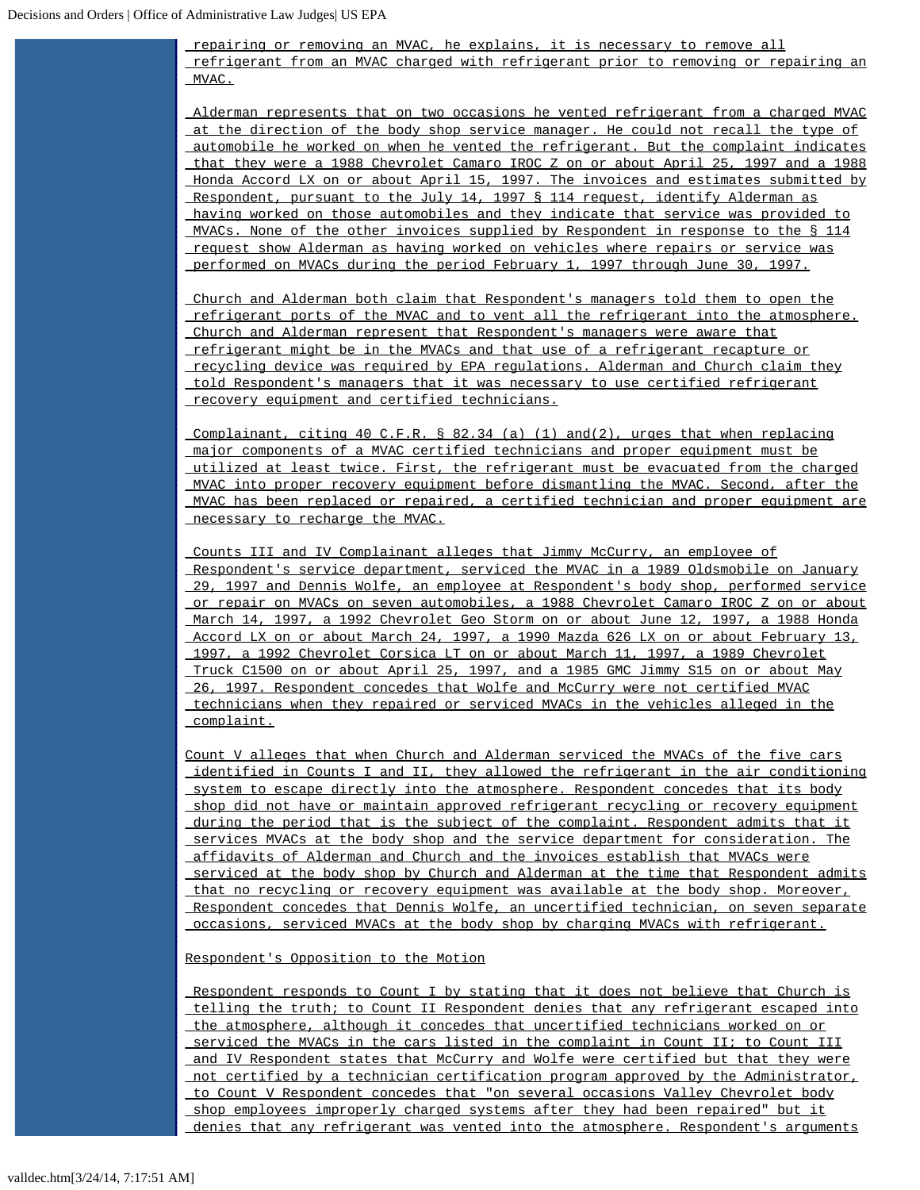repairing or removing an MVAC, he explains, it is necessary to remove all refrigerant from an MVAC charged with refrigerant prior to removing or repairing an MVAC.

Alderman represents that on two occasions he vented refrigerant from a charged MVAC at the direction of the body shop service manager. He could not recall the type of automobile he worked on when he vented the refrigerant. But the complaint indicates that they were a 1988 Chevrolet Camaro IROC Z on or about April 25, 1997 and a 1988 Honda Accord LX on or about April 15, 1997. The invoices and estimates submitted by Respondent, pursuant to the July 14, 1997 § 114 request, identify Alderman as having worked on those automobiles and they indicate that service was provided to MVACs. None of the other invoices supplied by Respondent in response to the § 114 request show Alderman as having worked on vehicles where repairs or service was performed on MVACs during the period February 1, 1997 through June 30, 1997.

Church and Alderman both claim that Respondent's managers told them to open the refrigerant ports of the MVAC and to vent all the refrigerant into the atmosphere. Church and Alderman represent that Respondent's managers were aware that refrigerant might be in the MVACs and that use of a refrigerant recapture or recycling device was required by EPA regulations. Alderman and Church claim they told Respondent's managers that it was necessary to use certified refrigerant recovery equipment and certified technicians.

Complainant, citing 40 C.F.R. § 82.34 (a) (1) and(2), urges that when replacing major components of a MVAC certified technicians and proper equipment must be utilized at least twice. First, the refrigerant must be evacuated from the charged MVAC into proper recovery equipment before dismantling the MVAC. Second, after the MVAC has been replaced or repaired, a certified technician and proper equipment are necessary to recharge the MVAC.

Counts III and IV Complainant alleges that Jimmy McCurry, an employee of Respondent's service department, serviced the MVAC in a 1989 Oldsmobile on January 29, 1997 and Dennis Wolfe, an employee at Respondent's body shop, performed service or repair on MVACs on seven automobiles, a 1988 Chevrolet Camaro IROC Z on or about March 14, 1997, a 1992 Chevrolet Geo Storm on or about June 12, 1997, a 1988 Honda Accord LX on or about March 24, 1997, a 1990 Mazda 626 LX on or about February 13, 1997, a 1992 Chevrolet Corsica LT on or about March 11, 1997, a 1989 Chevrolet Truck C1500 on or about April 25, 1997, and a 1985 GMC Jimmy S15 on or about May 26, 1997. Respondent concedes that Wolfe and McCurry were not certified MVAC technicians when they repaired or serviced MVACs in the vehicles alleged in the complaint.

Count V alleges that when Church and Alderman serviced the MVACs of the five cars identified in Counts I and II, they allowed the refrigerant in the air conditioning system to escape directly into the atmosphere. Respondent concedes that its body shop did not have or maintain approved refrigerant recycling or recovery equipment during the period that is the subject of the complaint. Respondent admits that it services MVACs at the body shop and the service department for consideration. The affidavits of Alderman and Church and the invoices establish that MVACs were serviced at the body shop by Church and Alderman at the time that Respondent admits that no recycling or recovery equipment was available at the body shop. Moreover, Respondent concedes that Dennis Wolfe, an uncertified technician, on seven separate occasions, serviced MVACs at the body shop by charging MVACs with refrigerant.

Respondent's Opposition to the Motion

Respondent responds to Count I by stating that it does not believe that Church is telling the truth; to Count II Respondent denies that any refrigerant escaped into the atmosphere, although it concedes that uncertified technicians worked on or serviced the MVACs in the cars listed in the complaint in Count II; to Count III and IV Respondent states that McCurry and Wolfe were certified but that they were not certified by a technician certification program approved by the Administrator, to Count V Respondent concedes that "on several occasions Valley Chevrolet body shop employees improperly charged systems after they had been repaired" but it denies that any refrigerant was vented into the atmosphere. Respondent's arguments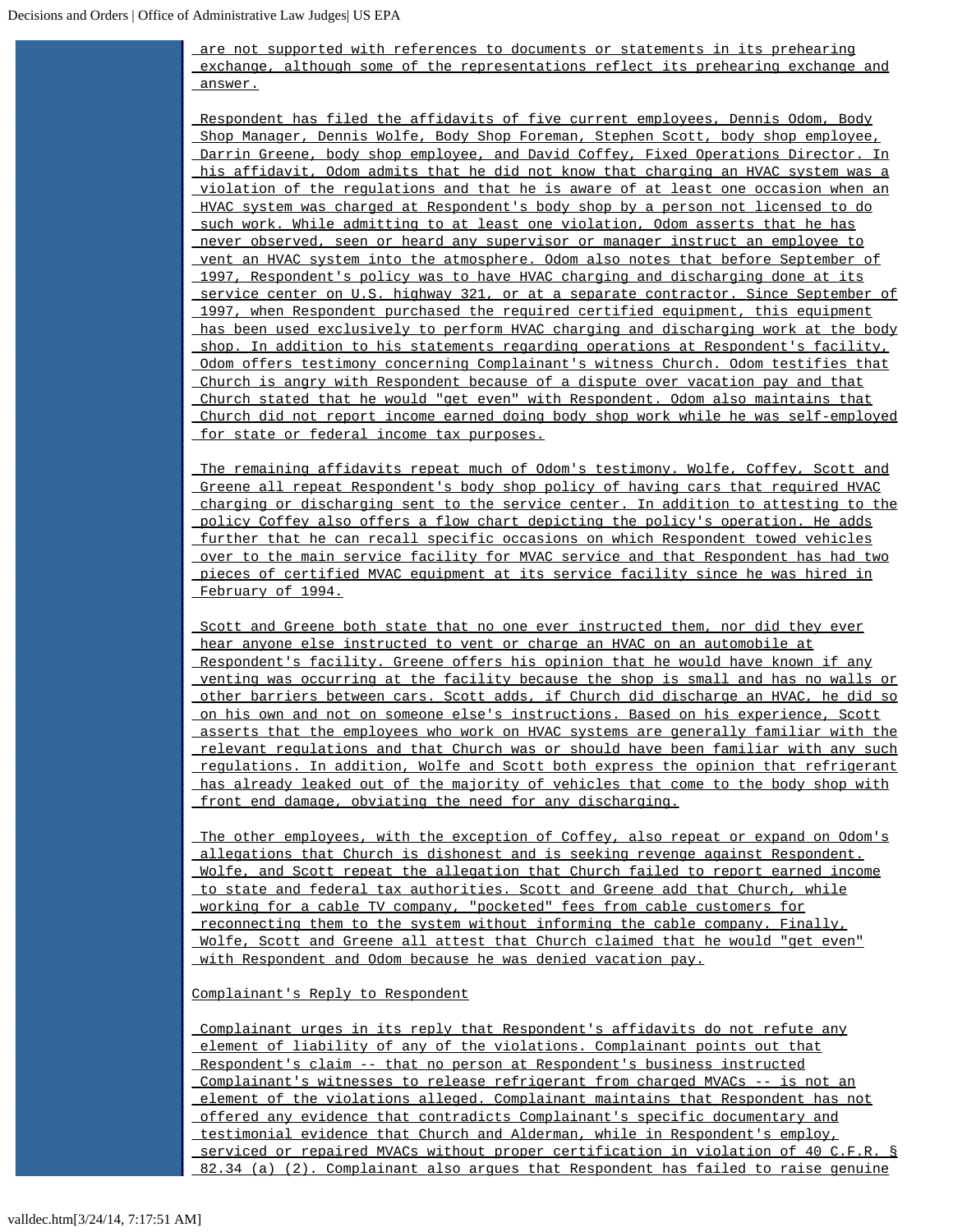are not supported with references to documents or statements in its prehearing exchange, although some of the representations reflect its prehearing exchange and answer.

Respondent has filed the affidavits of five current employees, Dennis Odom, Body Shop Manager, Dennis Wolfe, Body Shop Foreman, Stephen Scott, body shop employee, Darrin Greene, body shop employee, and David Coffey, Fixed Operations Director. In his affidavit, Odom admits that he did not know that charging an HVAC system was a violation of the regulations and that he is aware of at least one occasion when an HVAC system was charged at Respondent's body shop by a person not licensed to do such work. While admitting to at least one violation, Odom asserts that he has never observed, seen or heard any supervisor or manager instruct an employee to vent an HVAC system into the atmosphere. Odom also notes that before September of 1997, Respondent's policy was to have HVAC charging and discharging done at its service center on U.S. highway 321, or at a separate contractor. Since September of 1997, when Respondent purchased the required certified equipment, this equipment has been used exclusively to perform HVAC charging and discharging work at the body shop. In addition to his statements regarding operations at Respondent's facility, Odom offers testimony concerning Complainant's witness Church. Odom testifies that Church is angry with Respondent because of a dispute over vacation pay and that Church stated that he would "get even" with Respondent. Odom also maintains that Church did not report income earned doing body shop work while he was self-employed for state or federal income tax purposes.

The remaining affidavits repeat much of Odom's testimony. Wolfe, Coffey, Scott and Greene all repeat Respondent's body shop policy of having cars that required HVAC charging or discharging sent to the service center. In addition to attesting to the policy Coffey also offers a flow chart depicting the policy's operation. He adds further that he can recall specific occasions on which Respondent towed vehicles over to the main service facility for MVAC service and that Respondent has had two pieces of certified MVAC equipment at its service facility since he was hired in February of 1994.

Scott and Greene both state that no one ever instructed them, nor did they ever hear anyone else instructed to vent or charge an HVAC on an automobile at Respondent's facility. Greene offers his opinion that he would have known if any venting was occurring at the facility because the shop is small and has no walls or other barriers between cars. Scott adds, if Church did discharge an HVAC, he did so on his own and not on someone else's instructions. Based on his experience, Scott asserts that the employees who work on HVAC systems are generally familiar with the relevant regulations and that Church was or should have been familiar with any such regulations. In addition, Wolfe and Scott both express the opinion that refrigerant has already leaked out of the majority of vehicles that come to the body shop with front end damage, obviating the need for any discharging.

The other employees, with the exception of Coffey, also repeat or expand on Odom's allegations that Church is dishonest and is seeking revenge against Respondent. Wolfe, and Scott repeat the allegation that Church failed to report earned income to state and federal tax authorities. Scott and Greene add that Church, while working for a cable TV company, "pocketed" fees from cable customers for reconnecting them to the system without informing the cable company. Finally, Wolfe, Scott and Greene all attest that Church claimed that he would "get even" with Respondent and Odom because he was denied vacation pay.

Complainant's Reply to Respondent

Complainant urges in its reply that Respondent's affidavits do not refute any element of liability of any of the violations. Complainant points out that Respondent's claim -- that no person at Respondent's business instructed Complainant's witnesses to release refrigerant from charged MVACs -- is not an element of the violations alleged. Complainant maintains that Respondent has not offered any evidence that contradicts Complainant's specific documentary and testimonial evidence that Church and Alderman, while in Respondent's employ, serviced or repaired MVACs without proper certification in violation of 40 C.F.R. § 82.34 (a) (2). Complainant also argues that Respondent has failed to raise genuine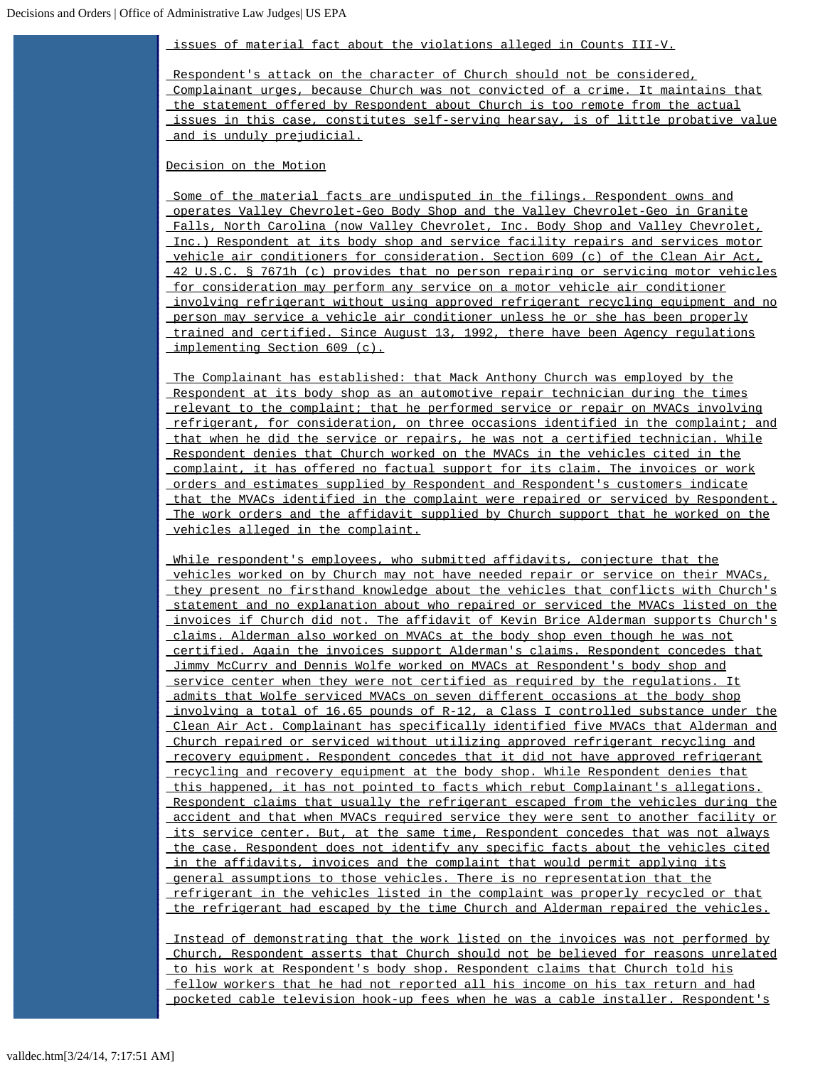issues of material fact about the violations alleged in Counts III-V.

Respondent's attack on the character of Church should not be considered, Complainant urges, because Church was not convicted of a crime. It maintains that the statement offered by Respondent about Church is too remote from the actual issues in this case, constitutes self-serving hearsay, is of little probative value and is unduly prejudicial.

Decision on the Motion

Some of the material facts are undisputed in the filings. Respondent owns and operates Valley Chevrolet-Geo Body Shop and the Valley Chevrolet-Geo in Granite Falls, North Carolina (now Valley Chevrolet, Inc. Body Shop and Valley Chevrolet, Inc.) Respondent at its body shop and service facility repairs and services motor vehicle air conditioners for consideration. Section 609 (c) of the Clean Air Act, 42 U.S.C. § 7671h (c) provides that no person repairing or servicing motor vehicles for consideration may perform any service on a motor vehicle air conditioner involving refrigerant without using approved refrigerant recycling equipment and no person may service a vehicle air conditioner unless he or she has been properly trained and certified. Since August 13, 1992, there have been Agency regulations implementing Section 609 (c).

The Complainant has established: that Mack Anthony Church was employed by the Respondent at its body shop as an automotive repair technician during the times relevant to the complaint; that he performed service or repair on MVACs involving refrigerant, for consideration, on three occasions identified in the complaint; and that when he did the service or repairs, he was not a certified technician. While Respondent denies that Church worked on the MVACs in the vehicles cited in the complaint, it has offered no factual support for its claim. The invoices or work orders and estimates supplied by Respondent and Respondent's customers indicate that the MVACs identified in the complaint were repaired or serviced by Respondent. The work orders and the affidavit supplied by Church support that he worked on the vehicles alleged in the complaint.

While respondent's employees, who submitted affidavits, conjecture that the vehicles worked on by Church may not have needed repair or service on their MVACs, they present no firsthand knowledge about the vehicles that conflicts with Church's statement and no explanation about who repaired or serviced the MVACs listed on the invoices if Church did not. The affidavit of Kevin Brice Alderman supports Church's claims. Alderman also worked on MVACs at the body shop even though he was not certified. Again the invoices support Alderman's claims. Respondent concedes that Jimmy McCurry and Dennis Wolfe worked on MVACs at Respondent's body shop and service center when they were not certified as required by the regulations. It admits that Wolfe serviced MVACs on seven different occasions at the body shop involving a total of 16.65 pounds of R-12, a Class I controlled substance under the Clean Air Act. Complainant has specifically identified five MVACs that Alderman and Church repaired or serviced without utilizing approved refrigerant recycling and recovery equipment. Respondent concedes that it did not have approved refrigerant recycling and recovery equipment at the body shop. While Respondent denies that this happened, it has not pointed to facts which rebut Complainant's allegations. Respondent claims that usually the refrigerant escaped from the vehicles during the accident and that when MVACs required service they were sent to another facility or its service center. But, at the same time, Respondent concedes that was not always the case. Respondent does not identify any specific facts about the vehicles cited in the affidavits, invoices and the complaint that would permit applying its general assumptions to those vehicles. There is no representation that the refrigerant in the vehicles listed in the complaint was properly recycled or that the refrigerant had escaped by the time Church and Alderman repaired the vehicles.

Instead of demonstrating that the work listed on the invoices was not performed by Church, Respondent asserts that Church should not be believed for reasons unrelated to his work at Respondent's body shop. Respondent claims that Church told his fellow workers that he had not reported all his income on his tax return and had pocketed cable television hook-up fees when he was a cable installer. Respondent's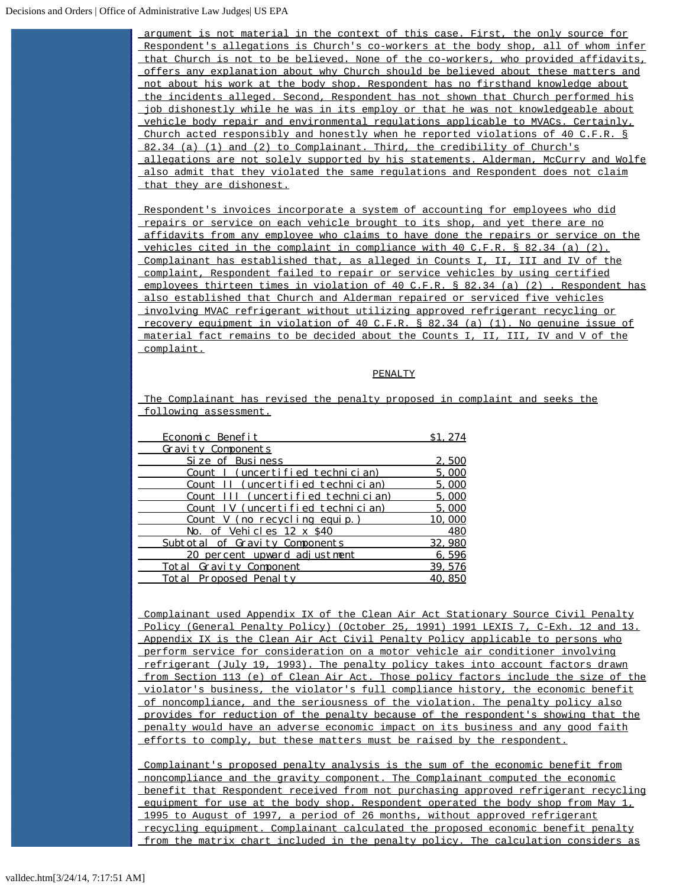argument is not material in the context of this case. First, the only source for Respondent's allegations is Church's co-workers at the body shop, all of whom infer that Church is not to be believed. None of the co-workers, who provided affidavits, offers any explanation about why Church should be believed about these matters and not about his work at the body shop. Respondent has no firsthand knowledge about the incidents alleged. Second, Respondent has not shown that Church performed his job dishonestly while he was in its employ or that he was not knowledgeable about vehicle body repair and environmental regulations applicable to MVACs. Certainly, Church acted responsibly and honestly when he reported violations of 40 C.F.R. § 82.34 (a) (1) and (2) to Complainant. Third, the credibility of Church's allegations are not solely supported by his statements. Alderman, McCurry and Wolfe also admit that they violated the same regulations and Respondent does not claim that they are dishonest.

Respondent's invoices incorporate a system of accounting for employees who did repairs or service on each vehicle brought to its shop, and yet there are no affidavits from any employee who claims to have done the repairs or service on the vehicles cited in the complaint in compliance with 40 C.F.R. § 82.34 (a) (2). Complainant has established that, as alleged in Counts I, II, III and IV of the complaint, Respondent failed to repair or service vehicles by using certified employees thirteen times in violation of 40 C.F.R. § 82.34 (a) (2) . Respondent has also established that Church and Alderman repaired or serviced five vehicles involving MVAC refrigerant without utilizing approved refrigerant recycling or recovery equipment in violation of 40 C.F.R. § 82.34 (a) (1). No genuine issue of material fact remains to be decided about the Counts I, II, III, IV and V of the complaint.

## PENALTY

The Complainant has revised the penalty proposed in complaint and seeks the following assessment.

| | |
|---|---|
| Economic Benefit | $1,274 |
| Gravity Components | |
| Size of Business | 2,500 |
| Count I (uncertified technician) | 5,000 |
| Count II (uncertified technician) | 5,000 |
| Count III (uncertified technician) | 5,000 |
| Count IV (uncertified technician) | 5,000 |
| Count V (no recycling equip.) | 10,000 |
| No. of Vehicles 12 x $40 | 480 |
| Subtotal of Gravity Components | 32,980 |
| 20 percent upward adjustment | 6,596 |
| Total Gravity Component | 39,576 |
| Total Proposed Penalty | 40,850 |

Complainant used Appendix IX of the Clean Air Act Stationary Source Civil Penalty Policy (General Penalty Policy) (October 25, 1991) 1991 LEXIS 7, C-Exh. 12 and 13. Appendix IX is the Clean Air Act Civil Penalty Policy applicable to persons who perform service for consideration on a motor vehicle air conditioner involving refrigerant (July 19, 1993). The penalty policy takes into account factors drawn from Section 113 (e) of Clean Air Act. Those policy factors include the size of the violator's business, the violator's full compliance history, the economic benefit of noncompliance, and the seriousness of the violation. The penalty policy also provides for reduction of the penalty because of the respondent's showing that the penalty would have an adverse economic impact on its business and any good faith efforts to comply, but these matters must be raised by the respondent.

Complainant's proposed penalty analysis is the sum of the economic benefit from noncompliance and the gravity component. The Complainant computed the economic benefit that Respondent received from not purchasing approved refrigerant recycling equipment for use at the body shop. Respondent operated the body shop from May 1, 1995 to August of 1997, a period of 26 months, without approved refrigerant recycling equipment. Complainant calculated the proposed economic benefit penalty from the matrix chart included in the penalty policy. The calculation considers as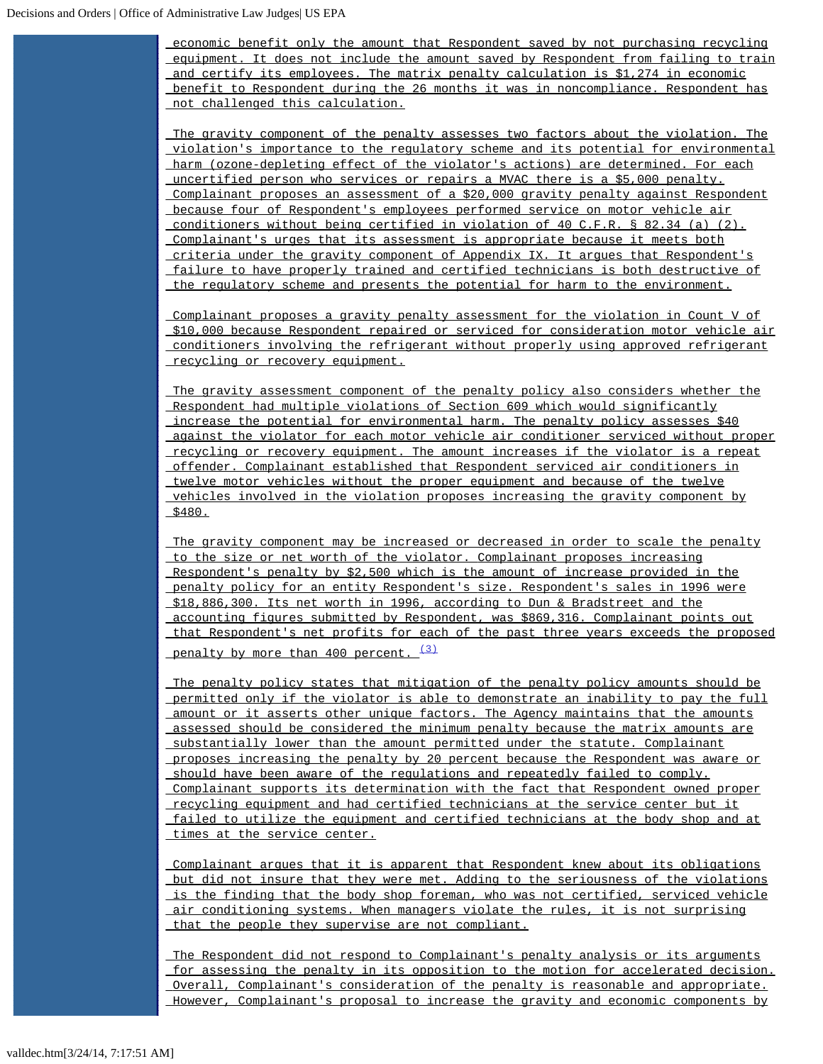economic benefit only the amount that Respondent saved by not purchasing recycling equipment. It does not include the amount saved by Respondent from failing to train and certify its employees. The matrix penalty calculation is $1,274 in economic benefit to Respondent during the 26 months it was in noncompliance. Respondent has not challenged this calculation.

The gravity component of the penalty assesses two factors about the violation. The violation's importance to the regulatory scheme and its potential for environmental harm (ozone-depleting effect of the violator's actions) are determined. For each uncertified person who services or repairs a MVAC there is a $5,000 penalty. Complainant proposes an assessment of a $20,000 gravity penalty against Respondent because four of Respondent's employees performed service on motor vehicle air conditioners without being certified in violation of 40 C.F.R. § 82.34 (a) (2). Complainant's urges that its assessment is appropriate because it meets both criteria under the gravity component of Appendix IX. It argues that Respondent's failure to have properly trained and certified technicians is both destructive of the regulatory scheme and presents the potential for harm to the environment.

Complainant proposes a gravity penalty assessment for the violation in Count V of $10,000 because Respondent repaired or serviced for consideration motor vehicle air conditioners involving the refrigerant without properly using approved refrigerant recycling or recovery equipment.

The gravity assessment component of the penalty policy also considers whether the Respondent had multiple violations of Section 609 which would significantly increase the potential for environmental harm. The penalty policy assesses $40 against the violator for each motor vehicle air conditioner serviced without proper recycling or recovery equipment. The amount increases if the violator is a repeat offender. Complainant established that Respondent serviced air conditioners in twelve motor vehicles without the proper equipment and because of the twelve vehicles involved in the violation proposes increasing the gravity component by $480.

The gravity component may be increased or decreased in order to scale the penalty to the size or net worth of the violator. Complainant proposes increasing Respondent's penalty by $2,500 which is the amount of increase provided in the penalty policy for an entity Respondent's size. Respondent's sales in 1996 were $18,886,300. Its net worth in 1996, according to Dun & Bradstreet and the accounting figures submitted by Respondent, was $869,316. Complainant points out that Respondent's net profits for each of the past three years exceeds the proposed penalty by more than 400 percent. [(3)]

The penalty policy states that mitigation of the penalty policy amounts should be permitted only if the violator is able to demonstrate an inability to pay the full amount or it asserts other unique factors. The Agency maintains that the amounts assessed should be considered the minimum penalty because the matrix amounts are substantially lower than the amount permitted under the statute. Complainant proposes increasing the penalty by 20 percent because the Respondent was aware or should have been aware of the regulations and repeatedly failed to comply. Complainant supports its determination with the fact that Respondent owned proper recycling equipment and had certified technicians at the service center but it failed to utilize the equipment and certified technicians at the body shop and at times at the service center.

Complainant argues that it is apparent that Respondent knew about its obligations but did not insure that they were met. Adding to the seriousness of the violations is the finding that the body shop foreman, who was not certified, serviced vehicle air conditioning systems. When managers violate the rules, it is not surprising that the people they supervise are not compliant.

The Respondent did not respond to Complainant's penalty analysis or its arguments for assessing the penalty in its opposition to the motion for accelerated decision. Overall, Complainant's consideration of the penalty is reasonable and appropriate. However, Complainant's proposal to increase the gravity and economic components by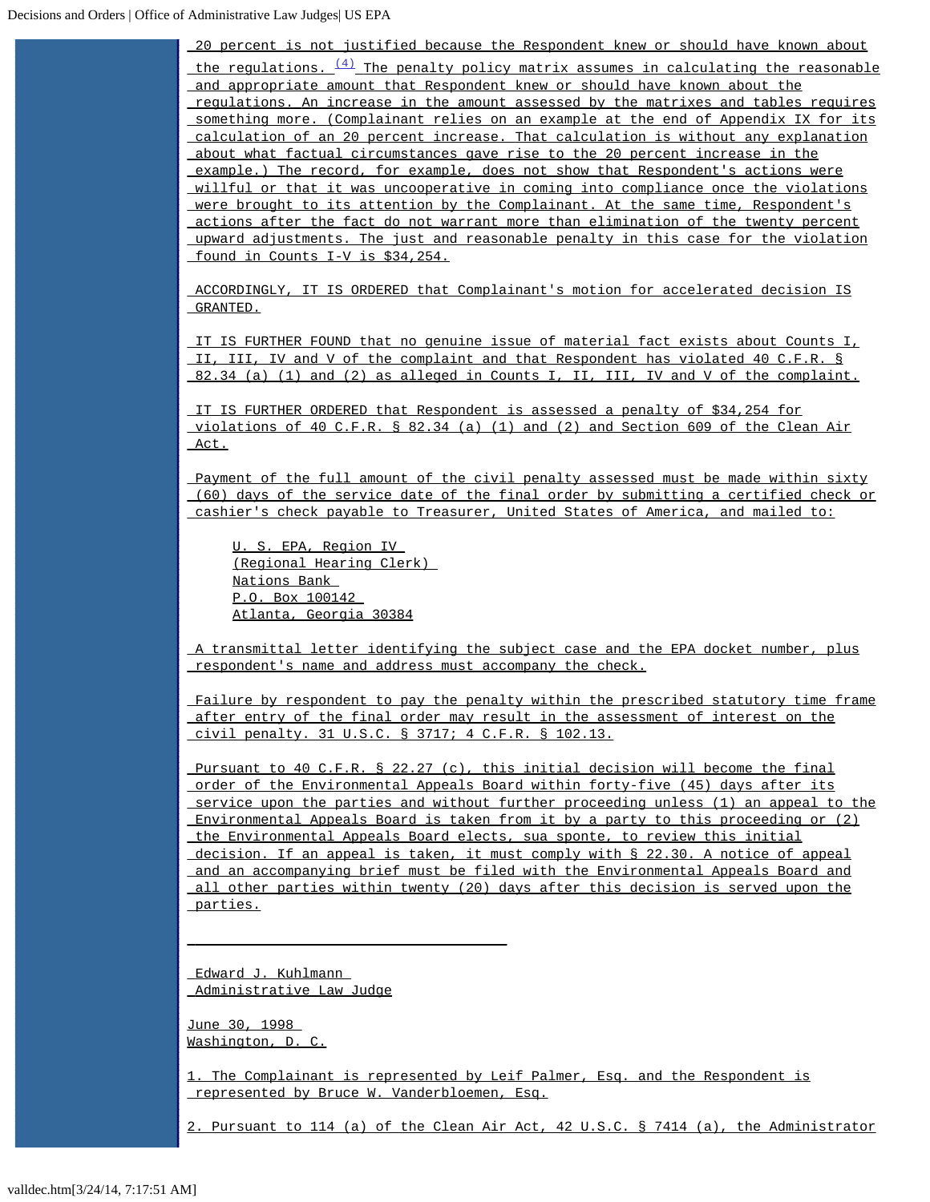20 percent is not justified because the Respondent knew or should have known about the regulations. [(4)] The penalty policy matrix assumes in calculating the reasonable and appropriate amount that Respondent knew or should have known about the regulations. An increase in the amount assessed by the matrixes and tables requires something more. (Complainant relies on an example at the end of Appendix IX for its calculation of an 20 percent increase. That calculation is without any explanation about what factual circumstances gave rise to the 20 percent increase in the example.) The record, for example, does not show that Respondent's actions were willful or that it was uncooperative in coming into compliance once the violations were brought to its attention by the Complainant. At the same time, Respondent's actions after the fact do not warrant more than elimination of the twenty percent upward adjustments. The just and reasonable penalty in this case for the violation found in Counts I-V is $34,254.

ACCORDINGLY, IT IS ORDERED that Complainant's motion for accelerated decision IS GRANTED.

IT IS FURTHER FOUND that no genuine issue of material fact exists about Counts I, II, III, IV and V of the complaint and that Respondent has violated 40 C.F.R. § 82.34 (a) (1) and (2) as alleged in Counts I, II, III, IV and V of the complaint.

IT IS FURTHER ORDERED that Respondent is assessed a penalty of $34,254 for violations of 40 C.F.R. § 82.34 (a) (1) and (2) and Section 609 of the Clean Air Act.

Payment of the full amount of the civil penalty assessed must be made within sixty (60) days of the service date of the final order by submitting a certified check or cashier's check payable to Treasurer, United States of America, and mailed to:

U. S. EPA, Region IV
(Regional Hearing Clerk)
Nations Bank
P.O. Box 100142
Atlanta, Georgia 30384

A transmittal letter identifying the subject case and the EPA docket number, plus respondent's name and address must accompany the check.

Failure by respondent to pay the penalty within the prescribed statutory time frame after entry of the final order may result in the assessment of interest on the civil penalty. 31 U.S.C. § 3717; 4 C.F.R. § 102.13.

Pursuant to 40 C.F.R. § 22.27 (c), this initial decision will become the final order of the Environmental Appeals Board within forty-five (45) days after its service upon the parties and without further proceeding unless (1) an appeal to the Environmental Appeals Board is taken from it by a party to this proceeding or (2) the Environmental Appeals Board elects, sua sponte, to review this initial decision. If an appeal is taken, it must comply with § 22.30. A notice of appeal and an accompanying brief must be filed with the Environmental Appeals Board and all other parties within twenty (20) days after this decision is served upon the parties.

---

Edward J. Kuhlmann
Administrative Law Judge

June 30, 1998
Washington, D. C.

1. The Complainant is represented by Leif Palmer, Esq. and the Respondent is represented by Bruce W. Vanderbloemen, Esq.

2. Pursuant to 114 (a) of the Clean Air Act, 42 U.S.C. § 7414 (a), the Administrator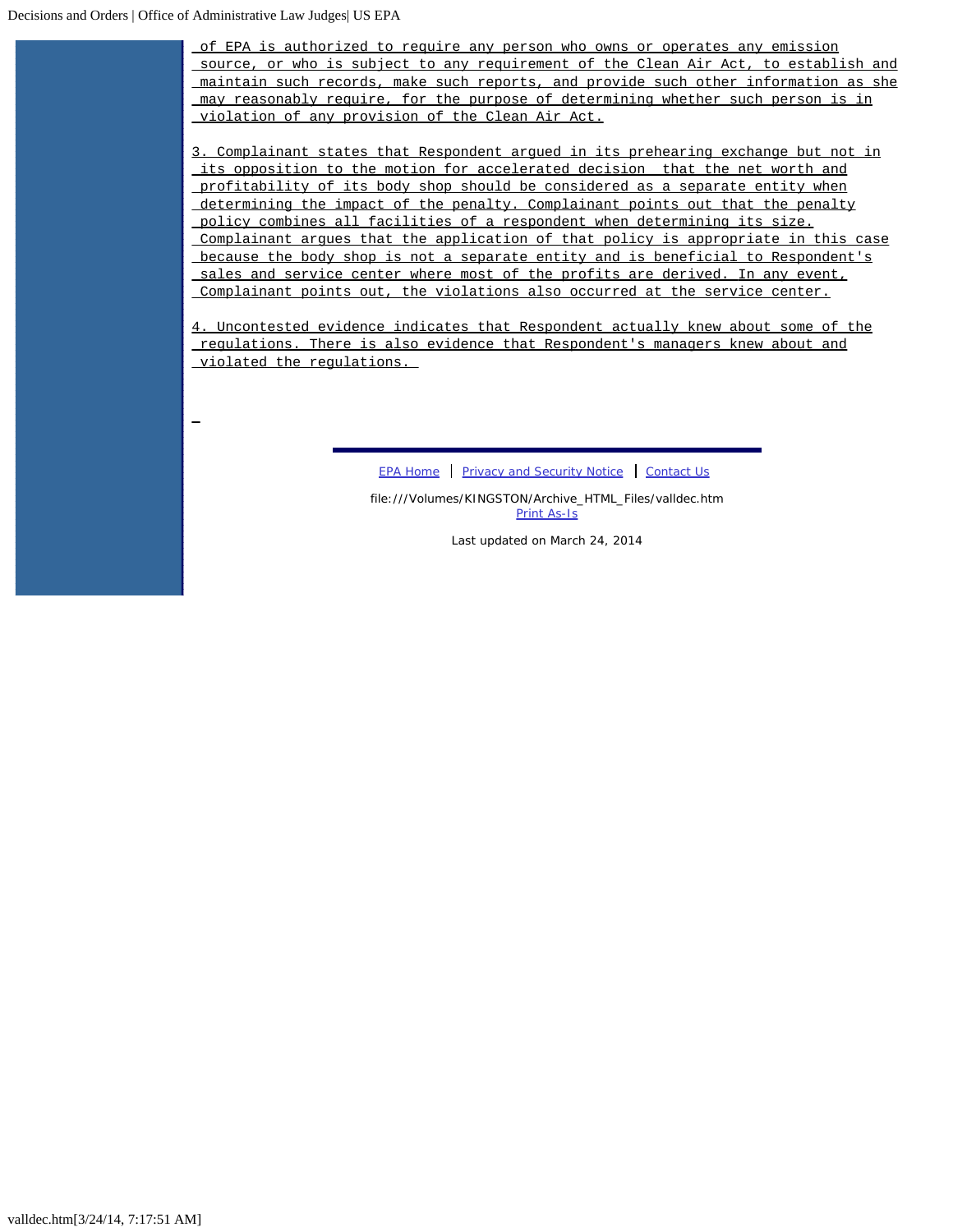of EPA is authorized to require any person who owns or operates any emission source, or who is subject to any requirement of the Clean Air Act, to establish and maintain such records, make such reports, and provide such other information as she may reasonably require, for the purpose of determining whether such person is in violation of any provision of the Clean Air Act.

3. Complainant states that Respondent argued in its prehearing exchange but not in its opposition to the motion for accelerated decision that the net worth and profitability of its body shop should be considered as a separate entity when determining the impact of the penalty. Complainant points out that the penalty policy combines all facilities of a respondent when determining its size. Complainant argues that the application of that policy is appropriate in this case because the body shop is not a separate entity and is beneficial to Respondent's sales and service center where most of the profits are derived. In any event, Complainant points out, the violations also occurred at the service center.

4. Uncontested evidence indicates that Respondent actually knew about some of the regulations. There is also evidence that Respondent's managers knew about and violated the regulations.